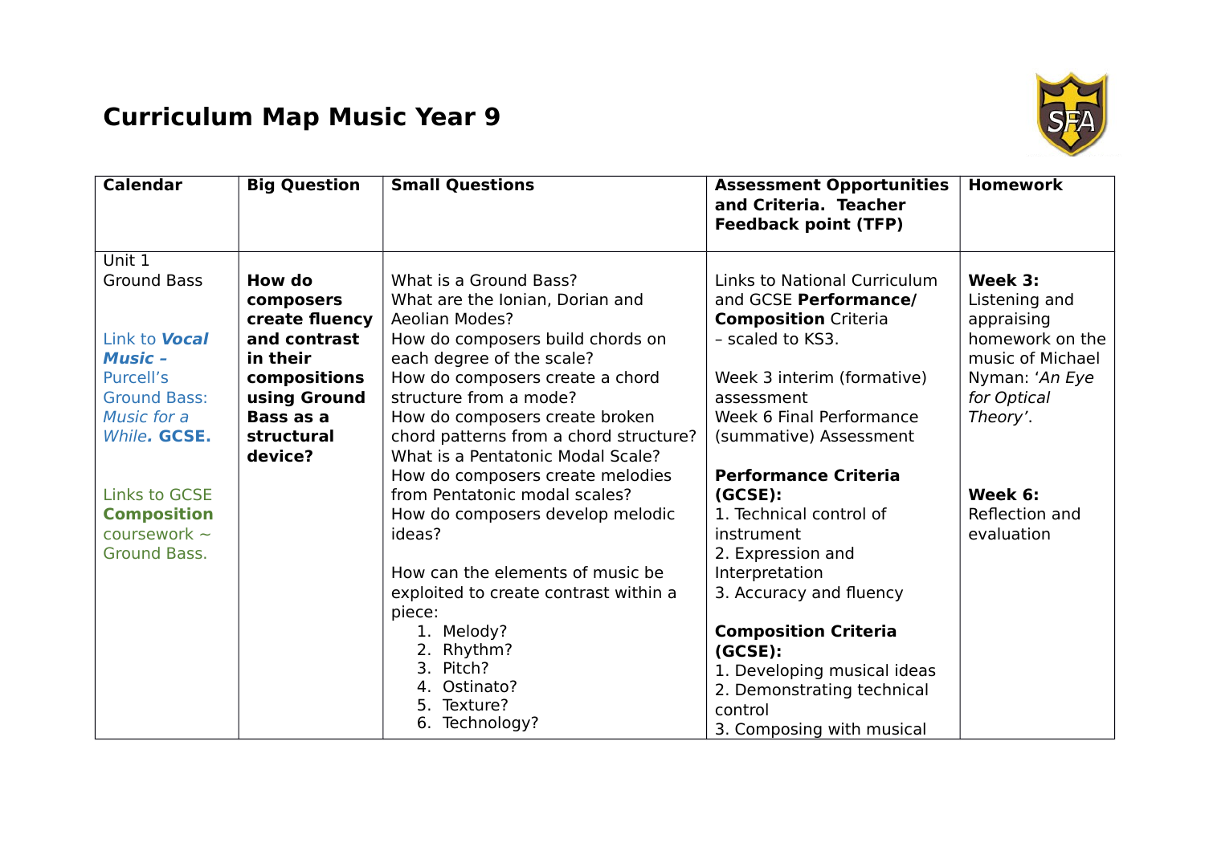# Curriculum Map Music Year 9

| Calendar | Big Question | Small Questions | Assessment Opportunities and Criteria. Teacher Feedback point (TFP) | Homework |
|---|---|---|---|---|
| Unit 1<br>Ground Bass<br><br>Link to ***Vocal Music –*** Purcell's Ground Bass: *Music for a While*. **GCSE.**<br><br>Links to GCSE **Composition** coursework ~ Ground Bass. | **How do composers create fluency and contrast in their compositions using Ground Bass as a structural device?** | What is a Ground Bass?<br>What are the Ionian, Dorian and Aeolian Modes?<br>How do composers build chords on each degree of the scale?<br>How do composers create a chord structure from a mode?<br>How do composers create broken chord patterns from a chord structure?<br>What is a Pentatonic Modal Scale?<br>How do composers create melodies from Pentatonic modal scales?<br>How do composers develop melodic ideas?<br><br>How can the elements of music be exploited to create contrast within a piece:<br>1. Melody?<br>2. Rhythm?<br>3. Pitch?<br>4. Ostinato?<br>5. Texture?<br>6. Technology? | Links to National Curriculum and GCSE **Performance/ Composition** Criteria – scaled to KS3.<br><br>Week 3 interim (formative) assessment<br>Week 6 Final Performance (summative) Assessment<br><br>**Performance Criteria (GCSE):**<br>1. Technical control of instrument<br>2. Expression and Interpretation<br>3. Accuracy and fluency<br><br>**Composition Criteria (GCSE):**<br>1. Developing musical ideas<br>2. Demonstrating technical control<br>3. Composing with musical | **Week 3:** Listening and appraising homework on the music of Michael Nyman: '*An Eye for Optical Theory*'.<br><br>**Week 6:** Reflection and evaluation |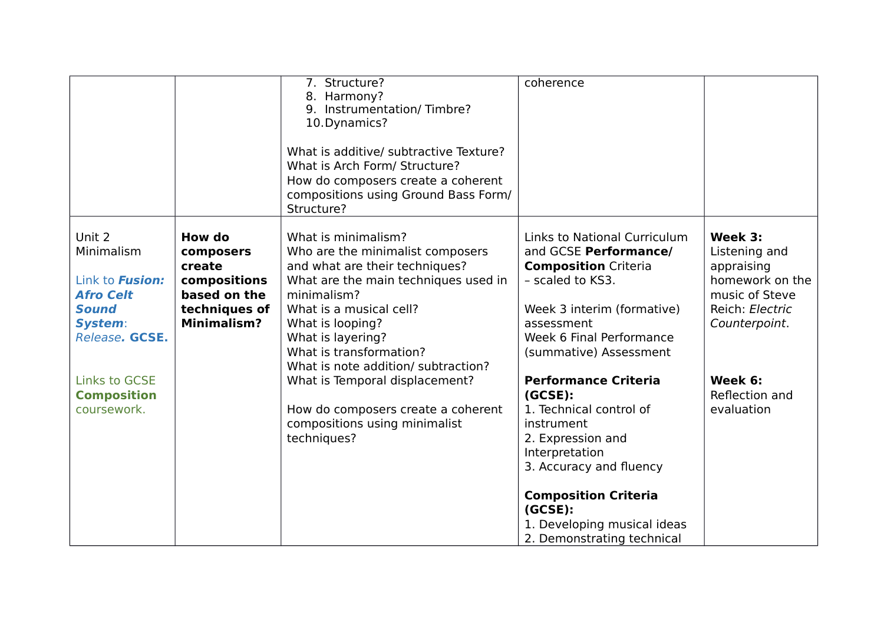| | | | | |
|---|---|---|---|---|
| | | 7. Structure?<br>8. Harmony?<br>9. Instrumentation/ Timbre?<br>10. Dynamics?<br><br>What is additive/ subtractive Texture?<br>What is Arch Form/ Structure?<br>How do composers create a coherent compositions using Ground Bass Form/ Structure? | coherence | |
| Unit 2 Minimalism<br><br>Link to ***Fusion: Afro Celt Sound System***: *Release*. **GCSE.**<br><br>Links to GCSE **Composition** coursework. | **How do composers create compositions based on the techniques of Minimalism?** | What is minimalism?<br>Who are the minimalist composers and what are their techniques?<br>What are the main techniques used in minimalism?<br>What is a musical cell?<br>What is looping?<br>What is layering?<br>What is transformation?<br>What is note addition/ subtraction?<br>What is Temporal displacement?<br><br>How do composers create a coherent compositions using minimalist techniques? | Links to National Curriculum and GCSE **Performance/ Composition** Criteria – scaled to KS3.<br><br>Week 3 interim (formative) assessment<br>Week 6 Final Performance (summative) Assessment<br><br>**Performance Criteria (GCSE):**<br>1. Technical control of instrument<br>2. Expression and Interpretation<br>3. Accuracy and fluency<br><br>**Composition Criteria (GCSE):**<br>1. Developing musical ideas<br>2. Demonstrating technical | **Week 3:** Listening and appraising homework on the music of Steve Reich: *Electric Counterpoint*.<br><br>**Week 6:** Reflection and evaluation |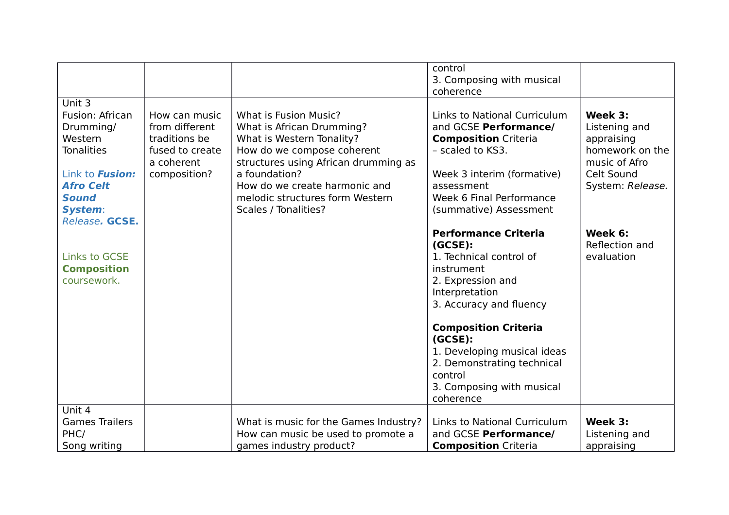| | | | | |
|---|---|---|---|---|
| | | | control<br>3. Composing with musical coherence | |
| Unit 3<br>Fusion: African Drumming/ Western Tonalities<br><br>Link to ***Fusion: Afro Celt Sound System***: *Release*. **GCSE.**<br><br>Links to GCSE **Composition** coursework. | How can music from different traditions be fused to create a coherent composition? | What is Fusion Music?<br>What is African Drumming?<br>What is Western Tonality?<br>How do we compose coherent structures using African drumming as a foundation?<br>How do we create harmonic and melodic structures form Western Scales / Tonalities? | Links to National Curriculum and GCSE **Performance/ Composition** Criteria – scaled to KS3.<br><br>Week 3 interim (formative) assessment<br>Week 6 Final Performance (summative) Assessment<br><br>**Performance Criteria (GCSE):**<br>1. Technical control of instrument<br>2. Expression and Interpretation<br>3. Accuracy and fluency<br><br>**Composition Criteria (GCSE):**<br>1. Developing musical ideas<br>2. Demonstrating technical control<br>3. Composing with musical coherence | **Week 3:** Listening and appraising homework on the music of Afro Celt Sound System: *Release.*<br><br>**Week 6:** Reflection and evaluation |
| Unit 4<br>Games Trailers PHC/<br>Song writing | | What is music for the Games Industry?<br>How can music be used to promote a games industry product? | Links to National Curriculum and GCSE **Performance/ Composition** Criteria | **Week 3:** Listening and appraising |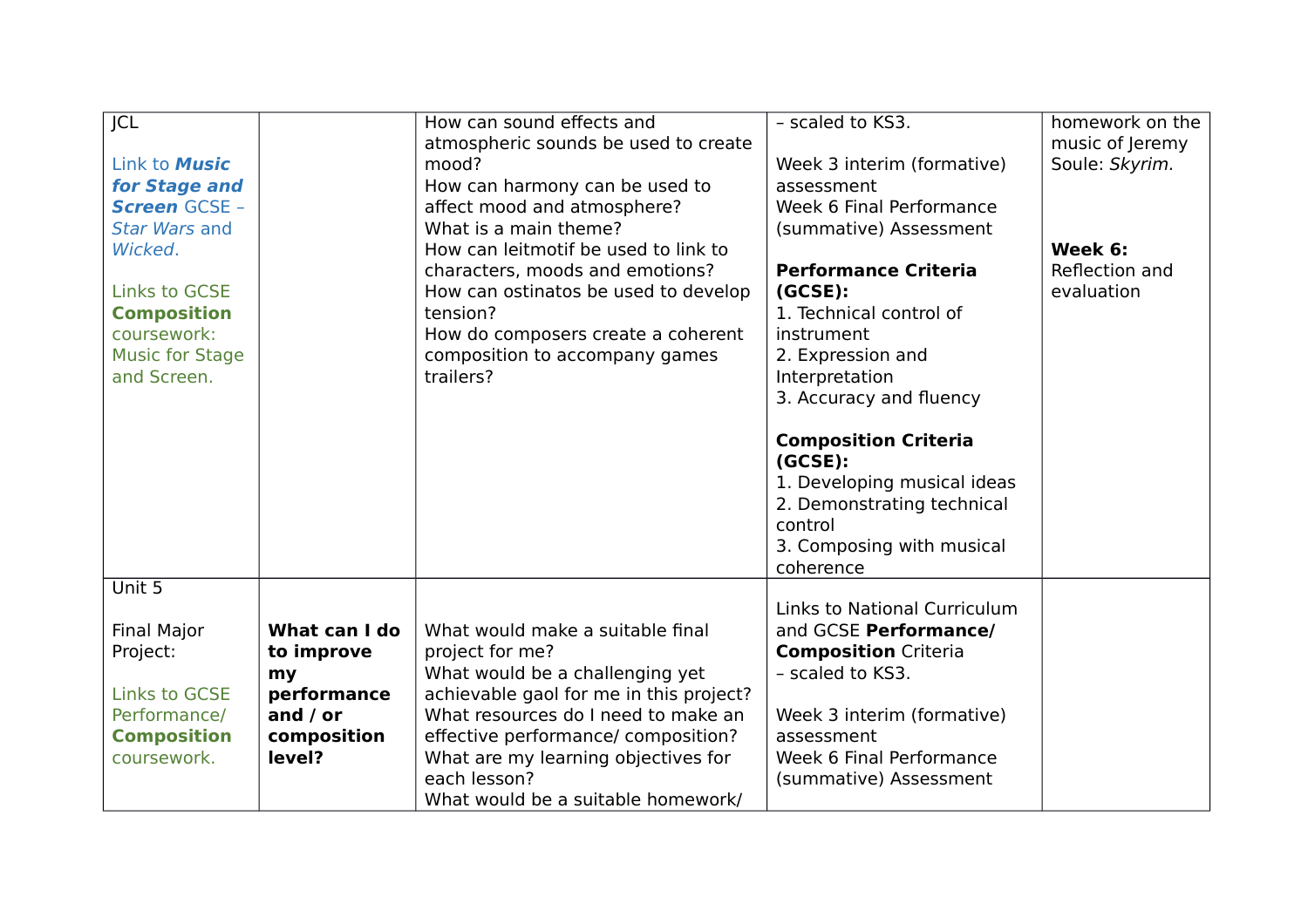| | | | | |
|---|---|---|---|---|
| JCL<br><br>Link to ***Music for Stage and Screen*** GCSE – *Star Wars* and *Wicked.*<br><br>Links to GCSE **Composition** coursework: Music for Stage and Screen. | | How can sound effects and atmospheric sounds be used to create mood?<br>How can harmony can be used to affect mood and atmosphere?<br>What is a main theme?<br>How can leitmotif be used to link to characters, moods and emotions?<br>How can ostinatos be used to develop tension?<br>How do composers create a coherent composition to accompany games trailers? | – scaled to KS3.<br><br>Week 3 interim (formative) assessment<br>Week 6 Final Performance (summative) Assessment<br><br>**Performance Criteria (GCSE):**<br>1. Technical control of instrument<br>2. Expression and Interpretation<br>3. Accuracy and fluency<br><br>**Composition Criteria (GCSE):**<br>1. Developing musical ideas<br>2. Demonstrating technical control<br>3. Composing with musical coherence | homework on the music of Jeremy Soule: *Skyrim.*<br><br>**Week 6:** Reflection and evaluation |
| Unit 5<br><br>Final Major Project:<br><br>Links to GCSE Performance/ **Composition** coursework. | **What can I do to improve my performance and / or composition level?** | What would make a suitable final project for me?<br>What would be a challenging yet achievable gaol for me in this project?<br>What resources do I need to make an effective performance/ composition?<br>What are my learning objectives for each lesson?<br>What would be a suitable homework/ | Links to National Curriculum and GCSE **Performance/ Composition** Criteria<br>– scaled to KS3.<br><br>Week 3 interim (formative) assessment<br>Week 6 Final Performance (summative) Assessment | |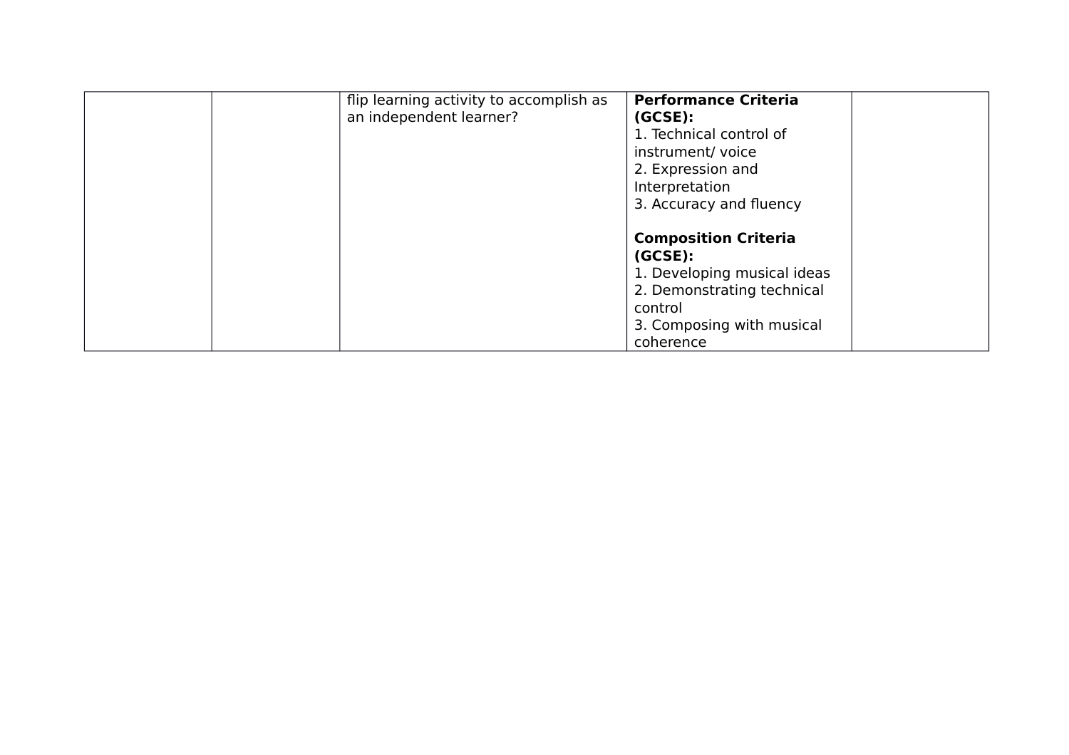| | | | | |
|---|---|---|---|---|
| | | flip learning activity to accomplish as an independent learner? | **Performance Criteria (GCSE):**<br>1. Technical control of instrument/ voice<br>2. Expression and Interpretation<br>3. Accuracy and fluency<br><br>**Composition Criteria (GCSE):**<br>1. Developing musical ideas<br>2. Demonstrating technical control<br>3. Composing with musical coherence | |